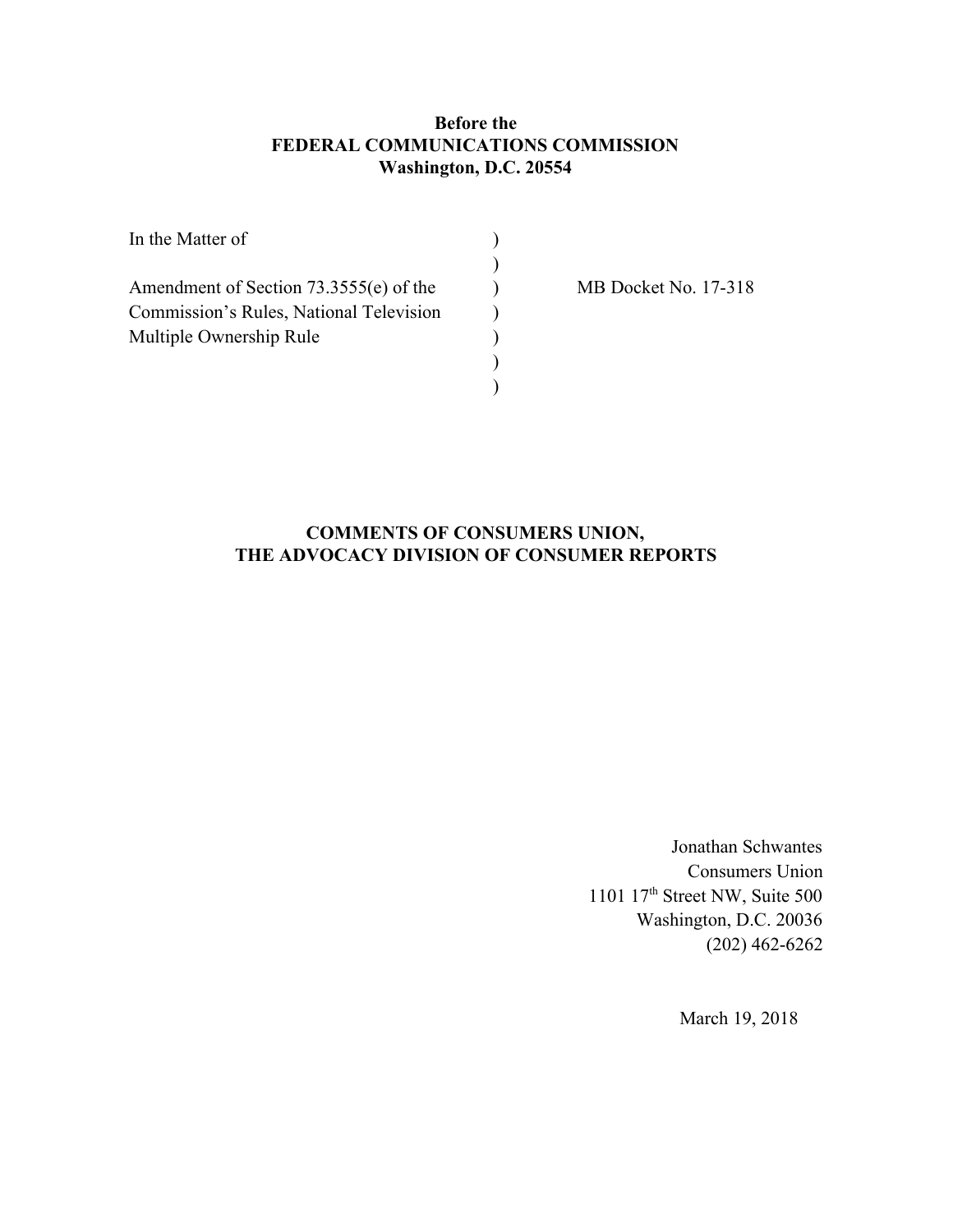**Before the**
**FEDERAL COMMUNICATIONS COMMISSION**
**Washington, D.C. 20554**

| | | |
|---|---|---|
| In the Matter of | ) | |
| | ) | |
| Amendment of Section 73.3555(e) of the Commission's Rules, National Television Multiple Ownership Rule | ) | MB Docket No. 17-318 |
| | ) | |
| | ) | |

**COMMENTS OF CONSUMERS UNION,**
**THE ADVOCACY DIVISION OF CONSUMER REPORTS**

Jonathan Schwantes
Consumers Union
1101 17th Street NW, Suite 500
Washington, D.C. 20036
(202) 462-6262

March 19, 2018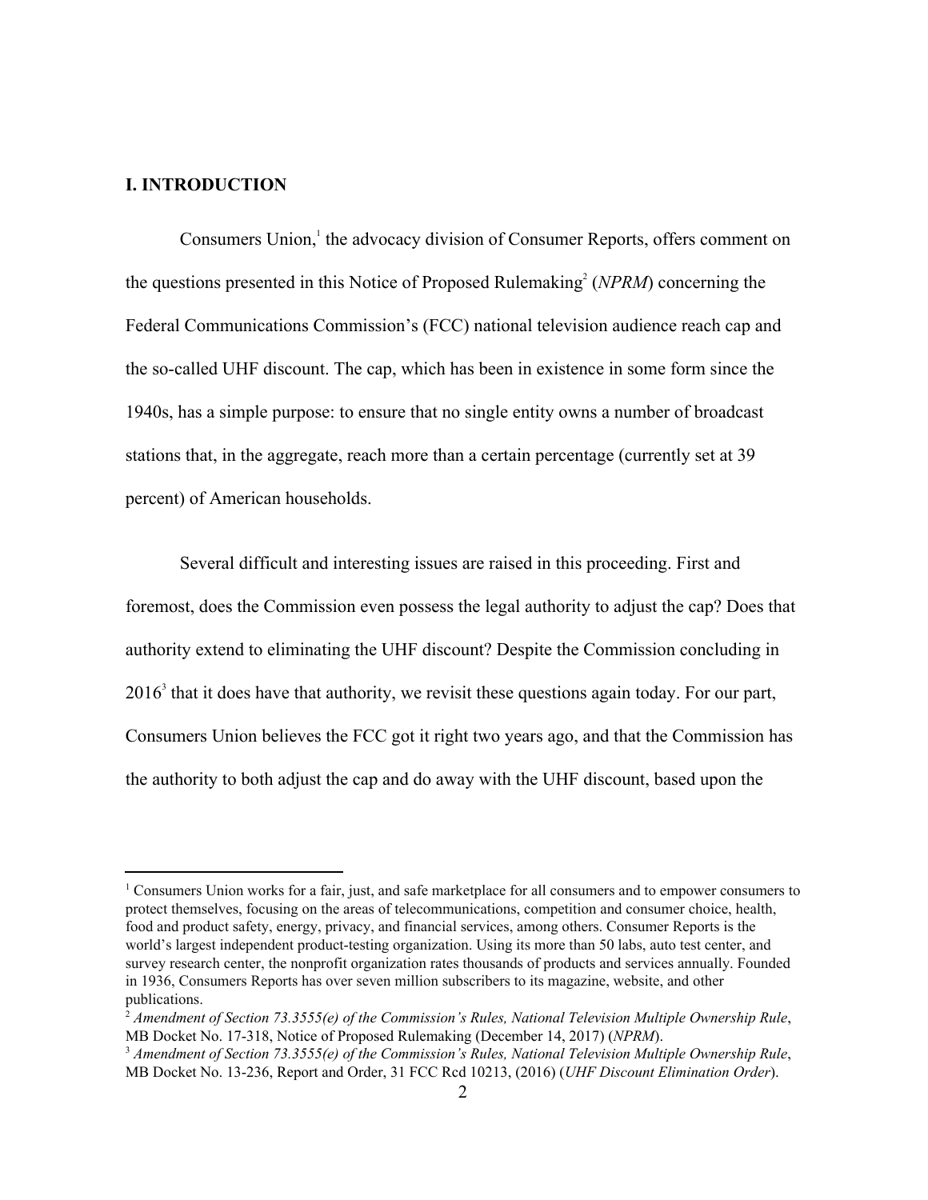## I. INTRODUCTION

Consumers Union,[1] the advocacy division of Consumer Reports, offers comment on the questions presented in this Notice of Proposed Rulemaking[2] (*NPRM*) concerning the Federal Communications Commission's (FCC) national television audience reach cap and the so-called UHF discount. The cap, which has been in existence in some form since the 1940s, has a simple purpose: to ensure that no single entity owns a number of broadcast stations that, in the aggregate, reach more than a certain percentage (currently set at 39 percent) of American households.

Several difficult and interesting issues are raised in this proceeding. First and foremost, does the Commission even possess the legal authority to adjust the cap? Does that authority extend to eliminating the UHF discount? Despite the Commission concluding in 2016[3] that it does have that authority, we revisit these questions again today. For our part, Consumers Union believes the FCC got it right two years ago, and that the Commission has the authority to both adjust the cap and do away with the UHF discount, based upon the

---

[1] Consumers Union works for a fair, just, and safe marketplace for all consumers and to empower consumers to protect themselves, focusing on the areas of telecommunications, competition and consumer choice, health, food and product safety, energy, privacy, and financial services, among others. Consumer Reports is the world's largest independent product-testing organization. Using its more than 50 labs, auto test center, and survey research center, the nonprofit organization rates thousands of products and services annually. Founded in 1936, Consumers Reports has over seven million subscribers to its magazine, website, and other publications.

[2] *Amendment of Section 73.3555(e) of the Commission's Rules, National Television Multiple Ownership Rule*, MB Docket No. 17-318, Notice of Proposed Rulemaking (December 14, 2017) (*NPRM*).

[3] *Amendment of Section 73.3555(e) of the Commission's Rules, National Television Multiple Ownership Rule*, MB Docket No. 13-236, Report and Order, 31 FCC Rcd 10213, (2016) (*UHF Discount Elimination Order*).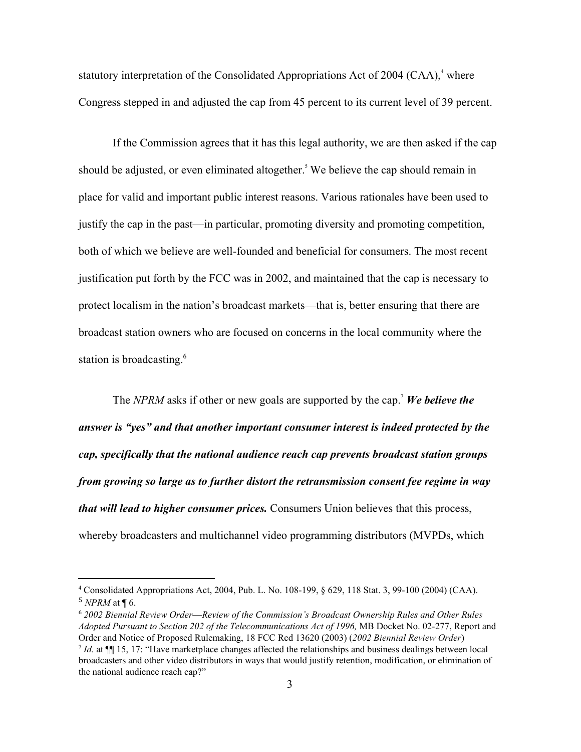statutory interpretation of the Consolidated Appropriations Act of 2004 (CAA),[4] where Congress stepped in and adjusted the cap from 45 percent to its current level of 39 percent.

If the Commission agrees that it has this legal authority, we are then asked if the cap should be adjusted, or even eliminated altogether.[5] We believe the cap should remain in place for valid and important public interest reasons. Various rationales have been used to justify the cap in the past—in particular, promoting diversity and promoting competition, both of which we believe are well-founded and beneficial for consumers. The most recent justification put forth by the FCC was in 2002, and maintained that the cap is necessary to protect localism in the nation's broadcast markets—that is, better ensuring that there are broadcast station owners who are focused on concerns in the local community where the station is broadcasting.[6]

The *NPRM* asks if other or new goals are supported by the cap.[7] ***We believe the answer is "yes" and that another important consumer interest is indeed protected by the cap, specifically that the national audience reach cap prevents broadcast station groups from growing so large as to further distort the retransmission consent fee regime in way that will lead to higher consumer prices.*** Consumers Union believes that this process, whereby broadcasters and multichannel video programming distributors (MVPDs, which

---

[4] Consolidated Appropriations Act, 2004, Pub. L. No. 108-199, § 629, 118 Stat. 3, 99-100 (2004) (CAA).

[5] *NPRM* at ¶ 6.

[6] *2002 Biennial Review Order—Review of the Commission's Broadcast Ownership Rules and Other Rules Adopted Pursuant to Section 202 of the Telecommunications Act of 1996,* MB Docket No. 02-277, Report and Order and Notice of Proposed Rulemaking, 18 FCC Rcd 13620 (2003) (*2002 Biennial Review Order*)

[7] *Id.* at ¶¶ 15, 17: "Have marketplace changes affected the relationships and business dealings between local broadcasters and other video distributors in ways that would justify retention, modification, or elimination of the national audience reach cap?"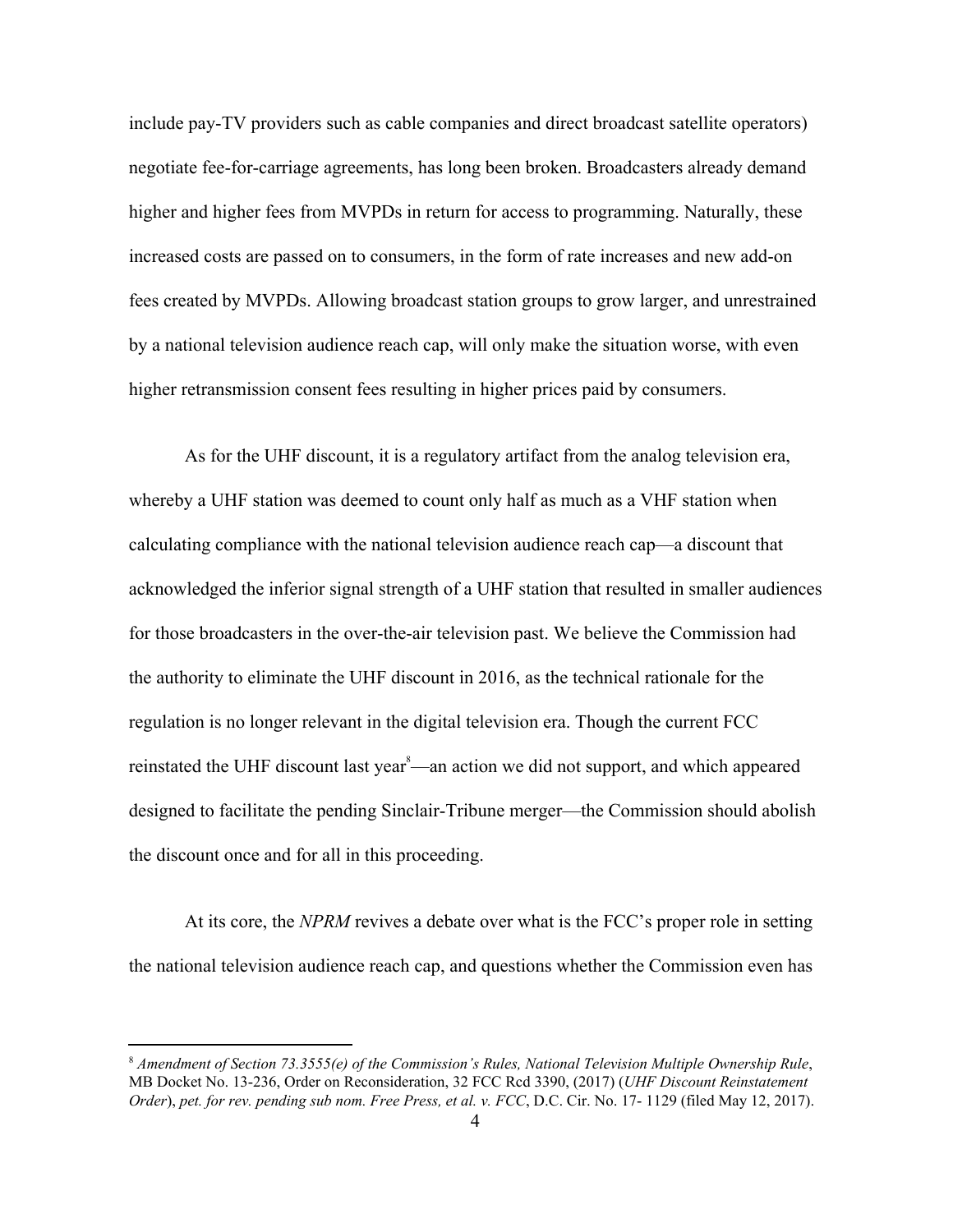include pay-TV providers such as cable companies and direct broadcast satellite operators) negotiate fee-for-carriage agreements, has long been broken. Broadcasters already demand higher and higher fees from MVPDs in return for access to programming. Naturally, these increased costs are passed on to consumers, in the form of rate increases and new add-on fees created by MVPDs. Allowing broadcast station groups to grow larger, and unrestrained by a national television audience reach cap, will only make the situation worse, with even higher retransmission consent fees resulting in higher prices paid by consumers.

As for the UHF discount, it is a regulatory artifact from the analog television era, whereby a UHF station was deemed to count only half as much as a VHF station when calculating compliance with the national television audience reach cap—a discount that acknowledged the inferior signal strength of a UHF station that resulted in smaller audiences for those broadcasters in the over-the-air television past. We believe the Commission had the authority to eliminate the UHF discount in 2016, as the technical rationale for the regulation is no longer relevant in the digital television era. Though the current FCC reinstated the UHF discount last year[8]—an action we did not support, and which appeared designed to facilitate the pending Sinclair-Tribune merger—the Commission should abolish the discount once and for all in this proceeding.

At its core, the *NPRM* revives a debate over what is the FCC's proper role in setting the national television audience reach cap, and questions whether the Commission even has

---

[8] *Amendment of Section 73.3555(e) of the Commission's Rules, National Television Multiple Ownership Rule*, MB Docket No. 13-236, Order on Reconsideration, 32 FCC Rcd 3390, (2017) (*UHF Discount Reinstatement Order*), *pet. for rev. pending sub nom. Free Press, et al. v. FCC*, D.C. Cir. No. 17- 1129 (filed May 12, 2017).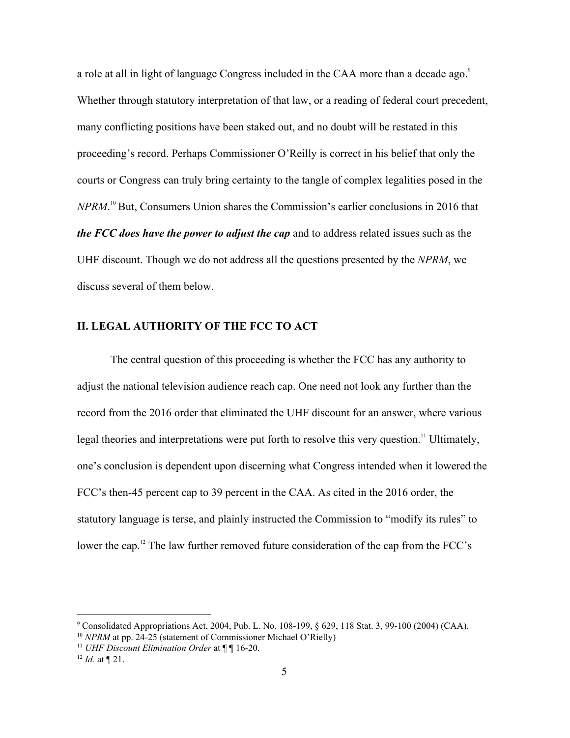a role at all in light of language Congress included in the CAA more than a decade ago.[9] Whether through statutory interpretation of that law, or a reading of federal court precedent, many conflicting positions have been staked out, and no doubt will be restated in this proceeding's record. Perhaps Commissioner O'Reilly is correct in his belief that only the courts or Congress can truly bring certainty to the tangle of complex legalities posed in the *NPRM*.[10] But, Consumers Union shares the Commission's earlier conclusions in 2016 that ***the FCC does have the power to adjust the cap*** and to address related issues such as the UHF discount. Though we do not address all the questions presented by the *NPRM*, we discuss several of them below.

## II. LEGAL AUTHORITY OF THE FCC TO ACT

The central question of this proceeding is whether the FCC has any authority to adjust the national television audience reach cap. One need not look any further than the record from the 2016 order that eliminated the UHF discount for an answer, where various legal theories and interpretations were put forth to resolve this very question.[11] Ultimately, one's conclusion is dependent upon discerning what Congress intended when it lowered the FCC's then-45 percent cap to 39 percent in the CAA. As cited in the 2016 order, the statutory language is terse, and plainly instructed the Commission to "modify its rules" to lower the cap.[12] The law further removed future consideration of the cap from the FCC's

---

[9] Consolidated Appropriations Act, 2004, Pub. L. No. 108-199, § 629, 118 Stat. 3, 99-100 (2004) (CAA).

[10] *NPRM* at pp. 24-25 (statement of Commissioner Michael O'Rielly)

[11] *UHF Discount Elimination Order* at ¶ ¶ 16-20.

[12] *Id.* at ¶ 21.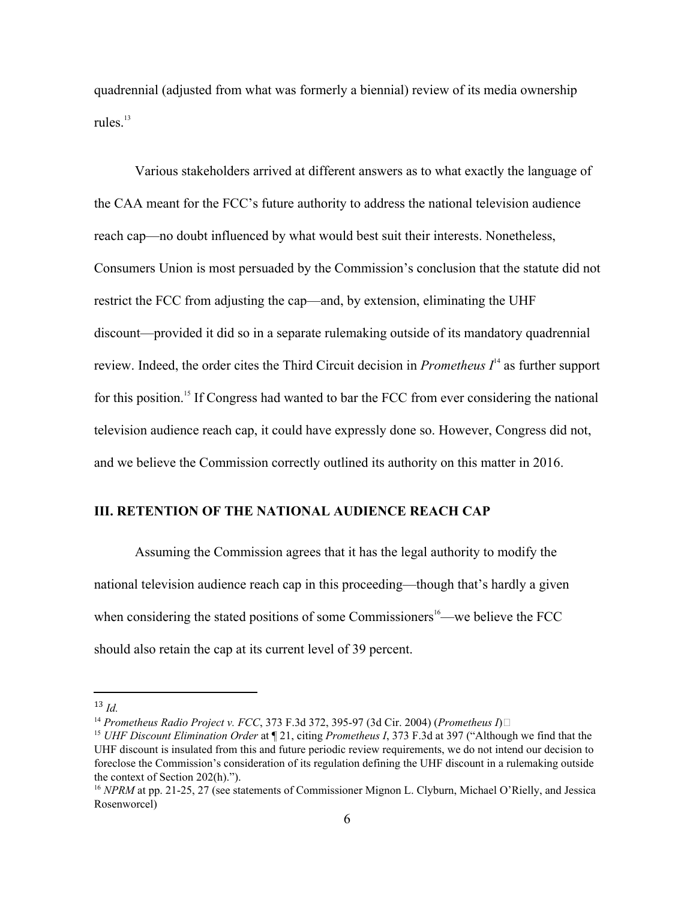quadrennial (adjusted from what was formerly a biennial) review of its media ownership rules.[13]

Various stakeholders arrived at different answers as to what exactly the language of the CAA meant for the FCC's future authority to address the national television audience reach cap—no doubt influenced by what would best suit their interests. Nonetheless, Consumers Union is most persuaded by the Commission's conclusion that the statute did not restrict the FCC from adjusting the cap—and, by extension, eliminating the UHF discount—provided it did so in a separate rulemaking outside of its mandatory quadrennial review. Indeed, the order cites the Third Circuit decision in *Prometheus I*[14] as further support for this position.[15] If Congress had wanted to bar the FCC from ever considering the national television audience reach cap, it could have expressly done so. However, Congress did not, and we believe the Commission correctly outlined its authority on this matter in 2016.

## III. RETENTION OF THE NATIONAL AUDIENCE REACH CAP

Assuming the Commission agrees that it has the legal authority to modify the national television audience reach cap in this proceeding—though that's hardly a given when considering the stated positions of some Commissioners[16]—we believe the FCC should also retain the cap at its current level of 39 percent.

---

[13] *Id.*

[14] *Prometheus Radio Project v. FCC*, 373 F.3d 372, 395-97 (3d Cir. 2004) (*Prometheus I*)

[15] *UHF Discount Elimination Order* at ¶ 21, citing *Prometheus I*, 373 F.3d at 397 ("Although we find that the UHF discount is insulated from this and future periodic review requirements, we do not intend our decision to foreclose the Commission's consideration of its regulation defining the UHF discount in a rulemaking outside the context of Section 202(h).").

[16] *NPRM* at pp. 21-25, 27 (see statements of Commissioner Mignon L. Clyburn, Michael O'Rielly, and Jessica Rosenworcel)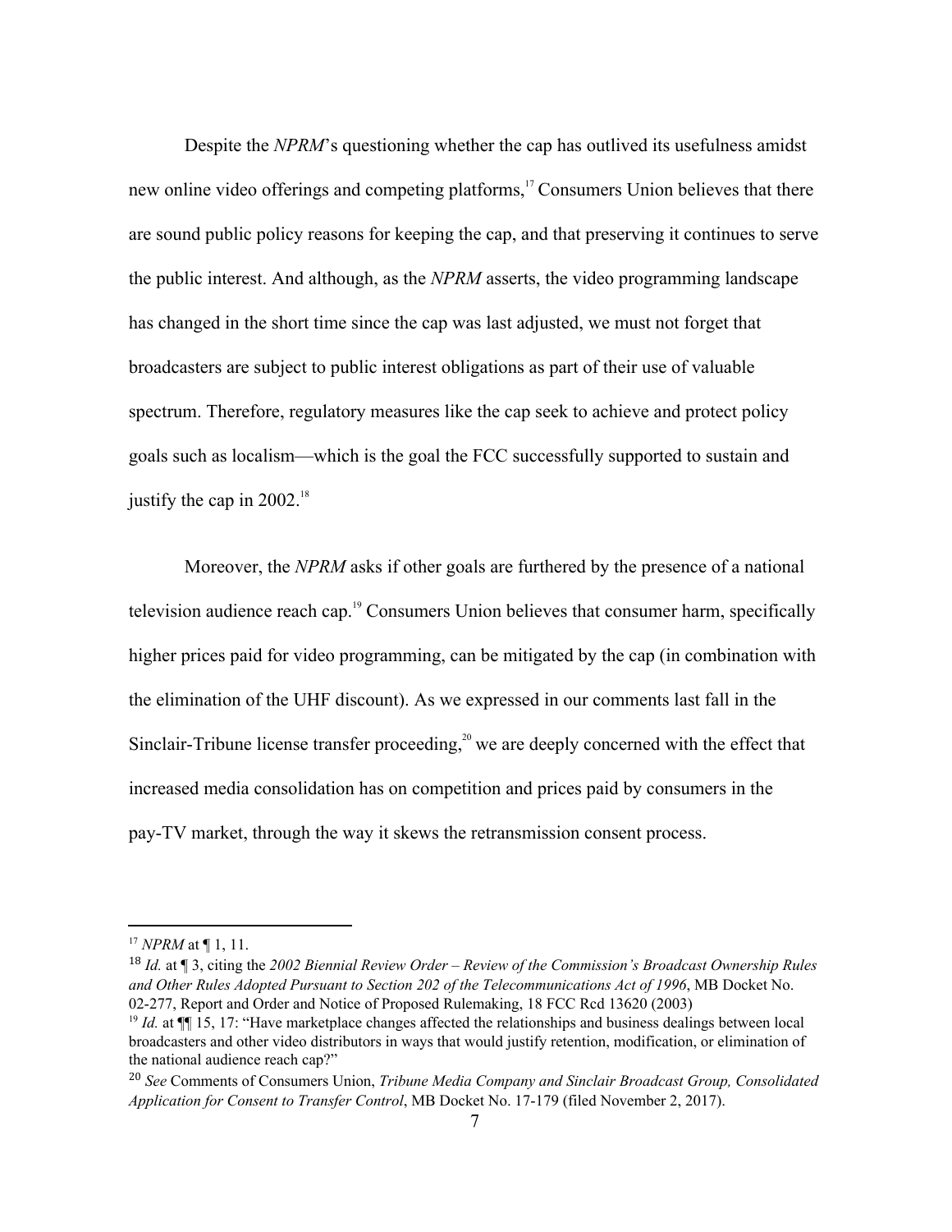Despite the *NPRM*'s questioning whether the cap has outlived its usefulness amidst new online video offerings and competing platforms,[17] Consumers Union believes that there are sound public policy reasons for keeping the cap, and that preserving it continues to serve the public interest. And although, as the *NPRM* asserts, the video programming landscape has changed in the short time since the cap was last adjusted, we must not forget that broadcasters are subject to public interest obligations as part of their use of valuable spectrum. Therefore, regulatory measures like the cap seek to achieve and protect policy goals such as localism—which is the goal the FCC successfully supported to sustain and justify the cap in 2002.[18]

Moreover, the *NPRM* asks if other goals are furthered by the presence of a national television audience reach cap.[19] Consumers Union believes that consumer harm, specifically higher prices paid for video programming, can be mitigated by the cap (in combination with the elimination of the UHF discount). As we expressed in our comments last fall in the Sinclair-Tribune license transfer proceeding,[20] we are deeply concerned with the effect that increased media consolidation has on competition and prices paid by consumers in the pay-TV market, through the way it skews the retransmission consent process.

---

[17] *NPRM* at ¶ 1, 11.

[18] *Id.* at ¶ 3, citing the *2002 Biennial Review Order – Review of the Commission's Broadcast Ownership Rules and Other Rules Adopted Pursuant to Section 202 of the Telecommunications Act of 1996*, MB Docket No. 02-277, Report and Order and Notice of Proposed Rulemaking, 18 FCC Rcd 13620 (2003)

[19] *Id.* at ¶¶ 15, 17: "Have marketplace changes affected the relationships and business dealings between local broadcasters and other video distributors in ways that would justify retention, modification, or elimination of the national audience reach cap?"

[20] *See* Comments of Consumers Union, *Tribune Media Company and Sinclair Broadcast Group, Consolidated Application for Consent to Transfer Control*, MB Docket No. 17-179 (filed November 2, 2017).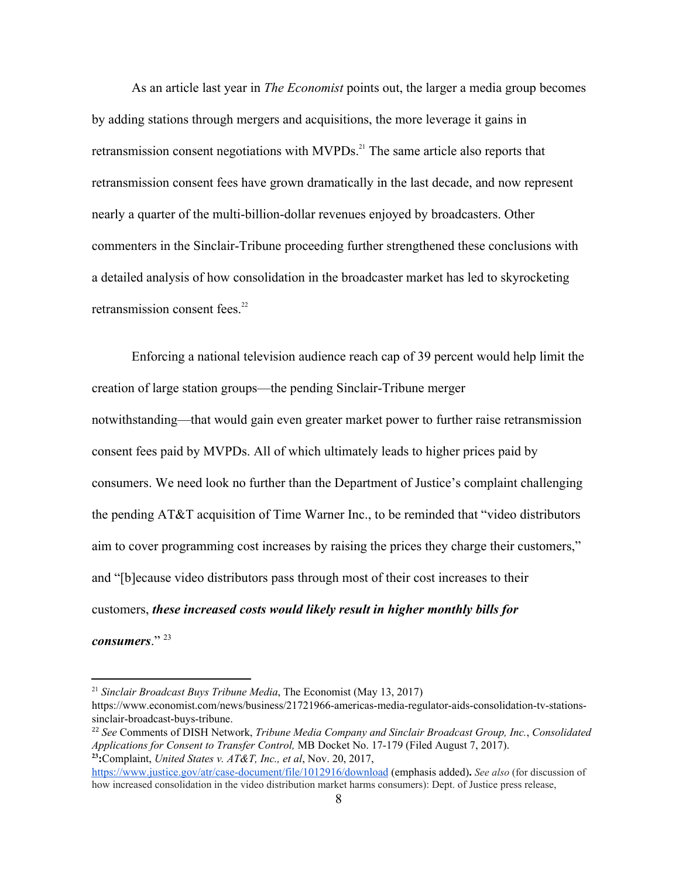As an article last year in *The Economist* points out, the larger a media group becomes by adding stations through mergers and acquisitions, the more leverage it gains in retransmission consent negotiations with MVPDs.[21] The same article also reports that retransmission consent fees have grown dramatically in the last decade, and now represent nearly a quarter of the multi-billion-dollar revenues enjoyed by broadcasters. Other commenters in the Sinclair-Tribune proceeding further strengthened these conclusions with a detailed analysis of how consolidation in the broadcaster market has led to skyrocketing retransmission consent fees.[22]

Enforcing a national television audience reach cap of 39 percent would help limit the creation of large station groups—the pending Sinclair-Tribune merger notwithstanding—that would gain even greater market power to further raise retransmission consent fees paid by MVPDs. All of which ultimately leads to higher prices paid by consumers. We need look no further than the Department of Justice's complaint challenging the pending AT&T acquisition of Time Warner Inc., to be reminded that "video distributors aim to cover programming cost increases by raising the prices they charge their customers," and "[b]ecause video distributors pass through most of their cost increases to their customers, ***these increased costs would likely result in higher monthly bills for consumers***." [23]

---

[21] *Sinclair Broadcast Buys Tribune Media*, The Economist (May 13, 2017) https://www.economist.com/news/business/21721966-americas-media-regulator-aids-consolidation-tv-stations-sinclair-broadcast-buys-tribune.

[22] *See* Comments of DISH Network, *Tribune Media Company and Sinclair Broadcast Group, Inc.*, *Consolidated Applications for Consent to Transfer Control,* MB Docket No. 17-179 (Filed August 7, 2017).

**[23]:** Complaint, *United States v. AT&T, Inc., et al*, Nov. 20, 2017, https://www.justice.gov/atr/case-document/file/1012916/download (emphasis added)**.** *See also* (for discussion of how increased consolidation in the video distribution market harms consumers): Dept. of Justice press release,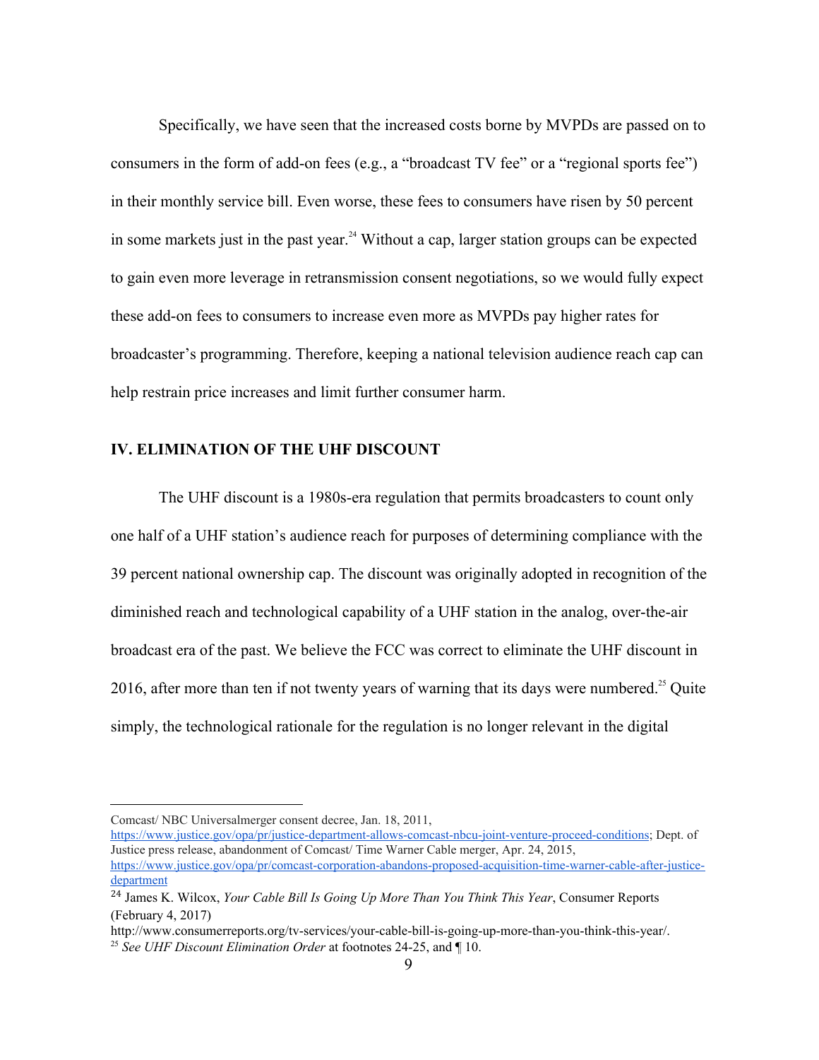Specifically, we have seen that the increased costs borne by MVPDs are passed on to consumers in the form of add-on fees (e.g., a "broadcast TV fee" or a "regional sports fee") in their monthly service bill. Even worse, these fees to consumers have risen by 50 percent in some markets just in the past year.[24] Without a cap, larger station groups can be expected to gain even more leverage in retransmission consent negotiations, so we would fully expect these add-on fees to consumers to increase even more as MVPDs pay higher rates for broadcaster's programming. Therefore, keeping a national television audience reach cap can help restrain price increases and limit further consumer harm.

## IV. ELIMINATION OF THE UHF DISCOUNT

The UHF discount is a 1980s-era regulation that permits broadcasters to count only one half of a UHF station's audience reach for purposes of determining compliance with the 39 percent national ownership cap. The discount was originally adopted in recognition of the diminished reach and technological capability of a UHF station in the analog, over-the-air broadcast era of the past. We believe the FCC was correct to eliminate the UHF discount in 2016, after more than ten if not twenty years of warning that its days were numbered.[25] Quite simply, the technological rationale for the regulation is no longer relevant in the digital

---

Comcast/ NBC Universalmerger consent decree, Jan. 18, 2011, https://www.justice.gov/opa/pr/justice-department-allows-comcast-nbcu-joint-venture-proceed-conditions; Dept. of Justice press release, abandonment of Comcast/ Time Warner Cable merger, Apr. 24, 2015, https://www.justice.gov/opa/pr/comcast-corporation-abandons-proposed-acquisition-time-warner-cable-after-justice-department

[24] James K. Wilcox, *Your Cable Bill Is Going Up More Than You Think This Year*, Consumer Reports (February 4, 2017) http://www.consumerreports.org/tv-services/your-cable-bill-is-going-up-more-than-you-think-this-year/.

[25] *See UHF Discount Elimination Order* at footnotes 24-25, and ¶ 10.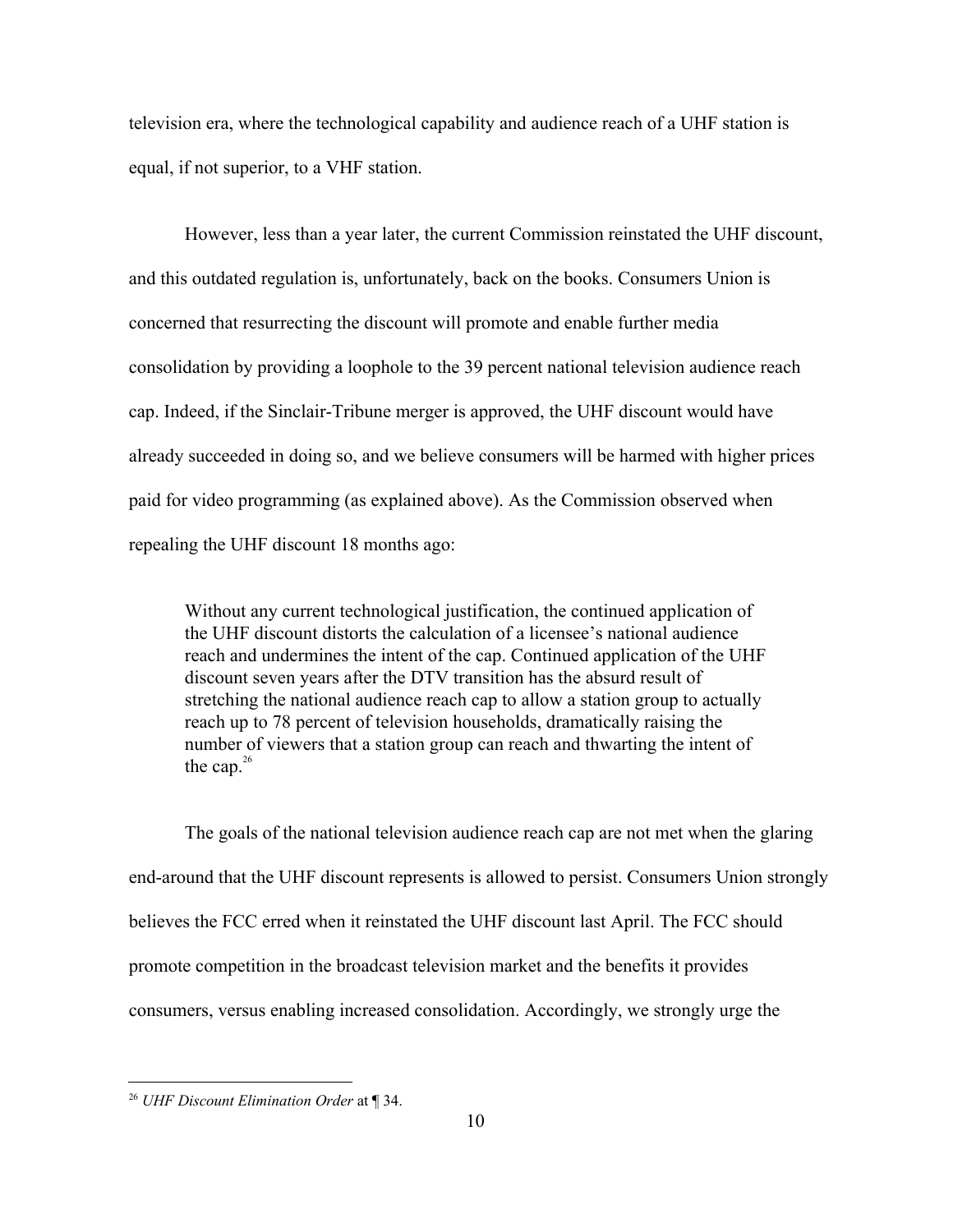television era, where the technological capability and audience reach of a UHF station is equal, if not superior, to a VHF station.

However, less than a year later, the current Commission reinstated the UHF discount, and this outdated regulation is, unfortunately, back on the books. Consumers Union is concerned that resurrecting the discount will promote and enable further media consolidation by providing a loophole to the 39 percent national television audience reach cap. Indeed, if the Sinclair-Tribune merger is approved, the UHF discount would have already succeeded in doing so, and we believe consumers will be harmed with higher prices paid for video programming (as explained above). As the Commission observed when repealing the UHF discount 18 months ago:

> Without any current technological justification, the continued application of the UHF discount distorts the calculation of a licensee's national audience reach and undermines the intent of the cap. Continued application of the UHF discount seven years after the DTV transition has the absurd result of stretching the national audience reach cap to allow a station group to actually reach up to 78 percent of television households, dramatically raising the number of viewers that a station group can reach and thwarting the intent of the cap.[26]

The goals of the national television audience reach cap are not met when the glaring end-around that the UHF discount represents is allowed to persist. Consumers Union strongly believes the FCC erred when it reinstated the UHF discount last April. The FCC should promote competition in the broadcast television market and the benefits it provides consumers, versus enabling increased consolidation. Accordingly, we strongly urge the

---

[26] *UHF Discount Elimination Order* at ¶ 34.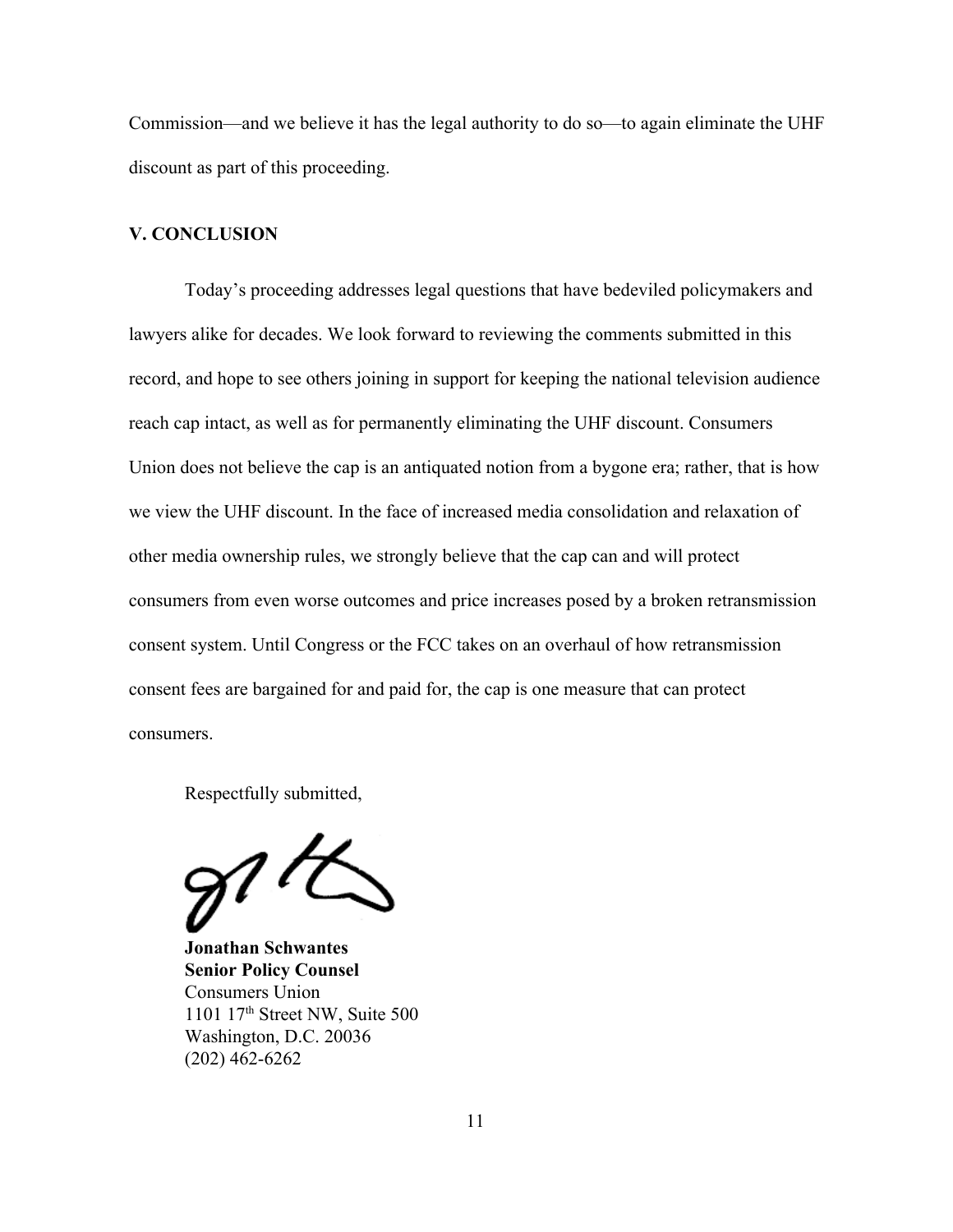Commission—and we believe it has the legal authority to do so—to again eliminate the UHF discount as part of this proceeding.

## V. CONCLUSION

Today's proceeding addresses legal questions that have bedeviled policymakers and lawyers alike for decades. We look forward to reviewing the comments submitted in this record, and hope to see others joining in support for keeping the national television audience reach cap intact, as well as for permanently eliminating the UHF discount. Consumers Union does not believe the cap is an antiquated notion from a bygone era; rather, that is how we view the UHF discount. In the face of increased media consolidation and relaxation of other media ownership rules, we strongly believe that the cap can and will protect consumers from even worse outcomes and price increases posed by a broken retransmission consent system. Until Congress or the FCC takes on an overhaul of how retransmission consent fees are bargained for and paid for, the cap is one measure that can protect consumers.

Respectfully submitted,

**Jonathan Schwantes**
**Senior Policy Counsel**
Consumers Union
1101 17th Street NW, Suite 500
Washington, D.C. 20036
(202) 462-6262